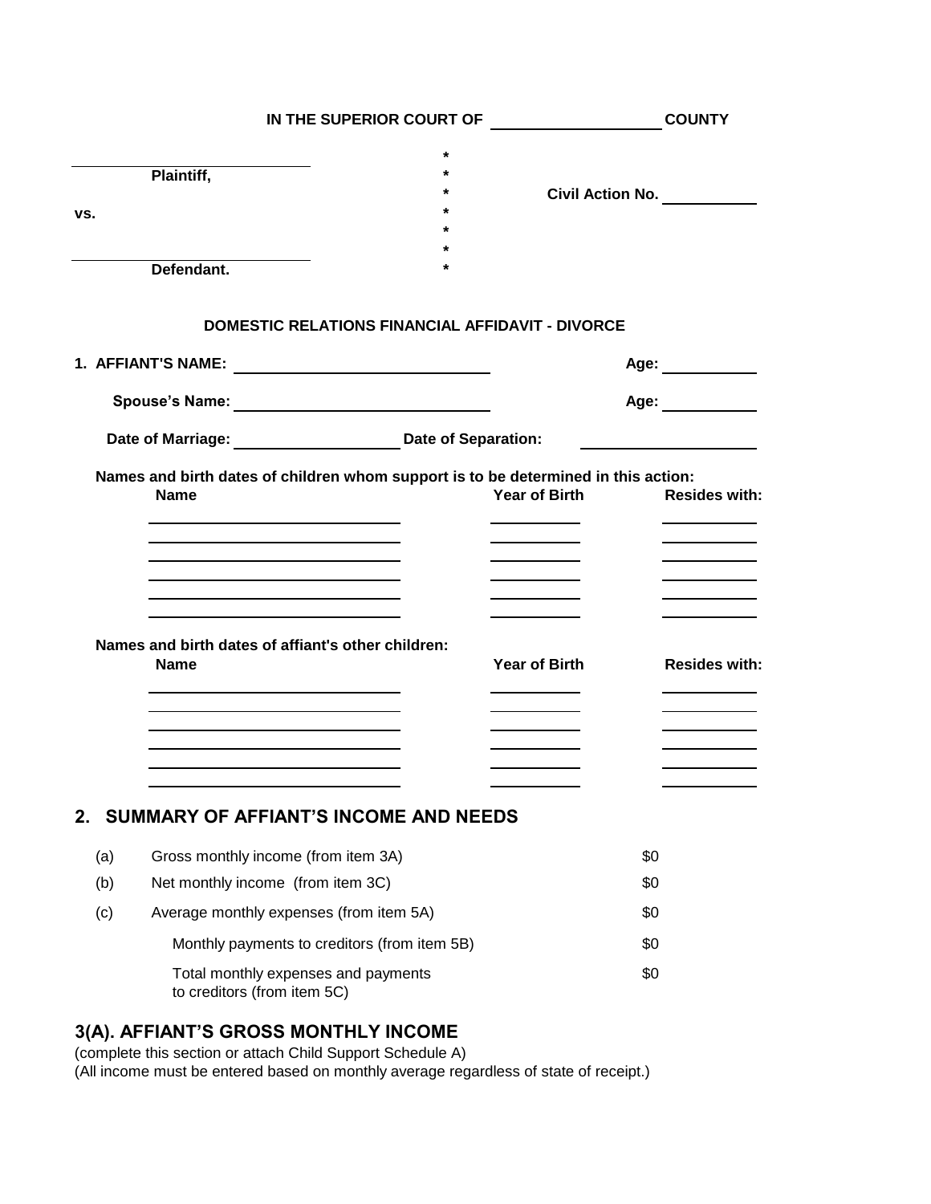**IN THE SUPERIOR COURT OF ____________________ COUNTY**

| | | |
|---|---|---|
| ______________________________ | * | |
| **Plaintiff,** | * | |
| | * | **Civil Action No.** ____________ |
| **vs.** | * | |
| | * | |
| ______________________________ | * | |
| **Defendant.** | * | |

## DOMESTIC RELATIONS FINANCIAL AFFIDAVIT - DIVORCE

**1. AFFIANT'S NAME:** ______________________________ **Age:** ____________

**Spouse's Name:** ______________________________ **Age:** ____________

**Date of Marriage:** ____________________ **Date of Separation:** ____________________

**Names and birth dates of children whom support is to be determined in this action:**

| Name | Year of Birth | Resides with: |
|---|---|---|
| | | |
| | | |
| | | |
| | | |
| | | |
| | | |

**Names and birth dates of affiant's other children:**

| Name | Year of Birth | Resides with: |
|---|---|---|
| | | |
| | | |
| | | |
| | | |
| | | |
| | | |

## 2. SUMMARY OF AFFIANT'S INCOME AND NEEDS

| | | |
|---|---|---|
| (a) | Gross monthly income (from item 3A) | \$0 |
| (b) | Net monthly income (from item 3C) | \$0 |
| (c) | Average monthly expenses (from item 5A) | \$0 |
| | Monthly payments to creditors (from item 5B) | \$0 |
| | Total monthly expenses and payments to creditors (from item 5C) | \$0 |

## 3(A). AFFIANT'S GROSS MONTHLY INCOME

(complete this section or attach Child Support Schedule A)
(All income must be entered based on monthly average regardless of state of receipt.)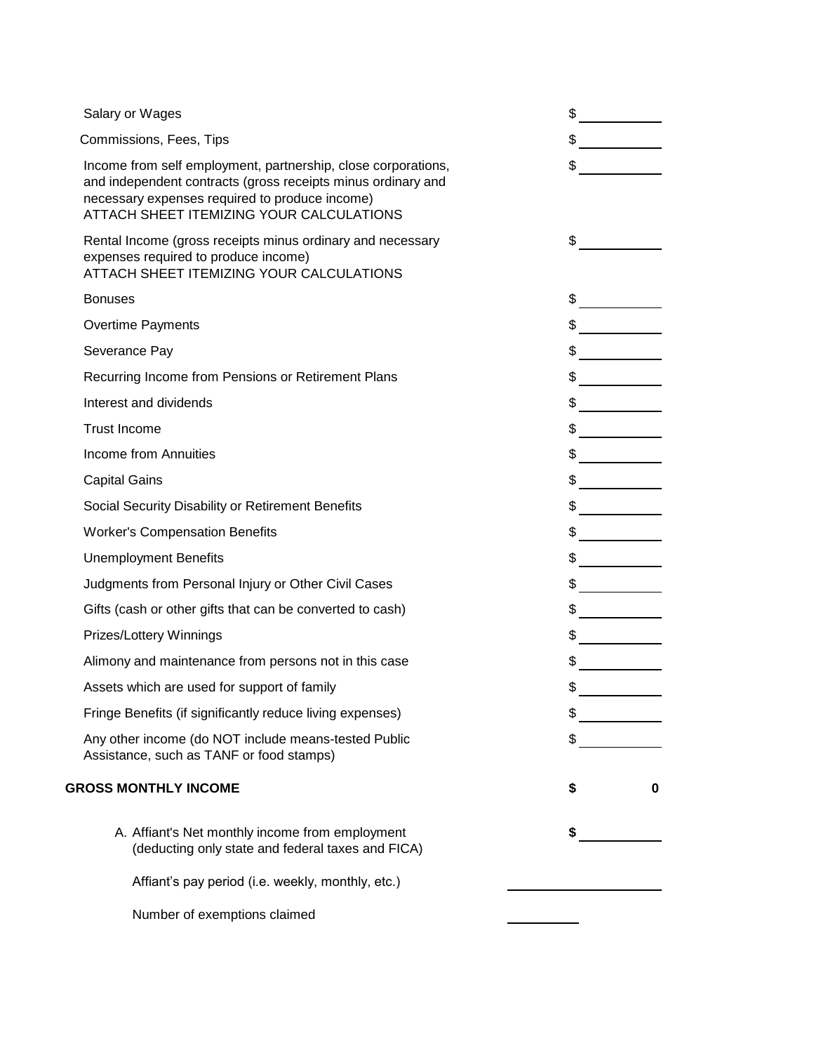| | |
|---|---|
| Salary or Wages | $ |
| Commissions, Fees, Tips | $ |
| Income from self employment, partnership, close corporations, and independent contracts (gross receipts minus ordinary and necessary expenses required to produce income)<br>ATTACH SHEET ITEMIZING YOUR CALCULATIONS | $ |
| Rental Income (gross receipts minus ordinary and necessary expenses required to produce income)<br>ATTACH SHEET ITEMIZING YOUR CALCULATIONS | $ |
| Bonuses | $ |
| Overtime Payments | $ |
| Severance Pay | $ |
| Recurring Income from Pensions or Retirement Plans | $ |
| Interest and dividends | $ |
| Trust Income | $ |
| Income from Annuities | $ |
| Capital Gains | $ |
| Social Security Disability or Retirement Benefits | $ |
| Worker's Compensation Benefits | $ |
| Unemployment Benefits | $ |
| Judgments from Personal Injury or Other Civil Cases | $ |
| Gifts (cash or other gifts that can be converted to cash) | $ |
| Prizes/Lottery Winnings | $ |
| Alimony and maintenance from persons not in this case | $ |
| Assets which are used for support of family | $ |
| Fringe Benefits (if significantly reduce living expenses) | $ |
| Any other income (do NOT include means-tested Public Assistance, such as TANF or food stamps) | $ |
| **GROSS MONTHLY INCOME** | **$ 0** |

A. Affiant's Net monthly income from employment (deducting only state and federal taxes and FICA) **$** ____________

Affiant's pay period (i.e. weekly, monthly, etc.) ____________________

Number of exemptions claimed __________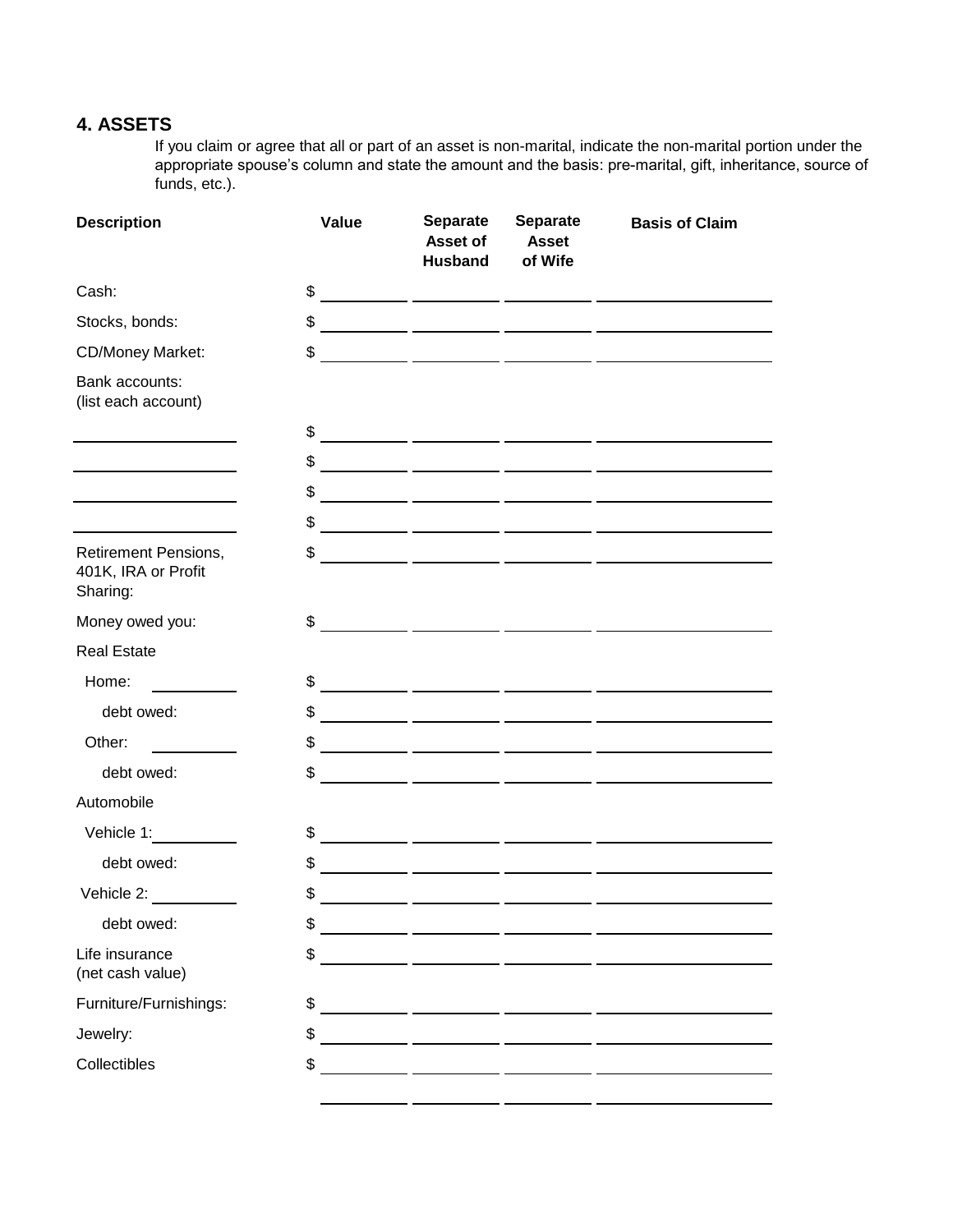## 4. ASSETS

If you claim or agree that all or part of an asset is non-marital, indicate the non-marital portion under the appropriate spouse's column and state the amount and the basis: pre-marital, gift, inheritance, source of funds, etc.).

| Description | Value | Separate Asset of Husband | Separate Asset of Wife | Basis of Claim |
|---|---|---|---|---|
| Cash: | $ | | | |
| Stocks, bonds: | $ | | | |
| CD/Money Market: | $ | | | |
| Bank accounts: (list each account) | | | | |
| | $ | | | |
| | $ | | | |
| | $ | | | |
| | $ | | | |
| Retirement Pensions, 401K, IRA or Profit Sharing: | $ | | | |
| Money owed you: | $ | | | |
| Real Estate | | | | |
| Home: | $ | | | |
| debt owed: | $ | | | |
| Other: | $ | | | |
| debt owed: | $ | | | |
| Automobile | | | | |
| Vehicle 1: | $ | | | |
| debt owed: | $ | | | |
| Vehicle 2: | $ | | | |
| debt owed: | $ | | | |
| Life insurance (net cash value) | $ | | | |
| Furniture/Furnishings: | $ | | | |
| Jewelry: | $ | | | |
| Collectibles | $ | | | |
| | | | | |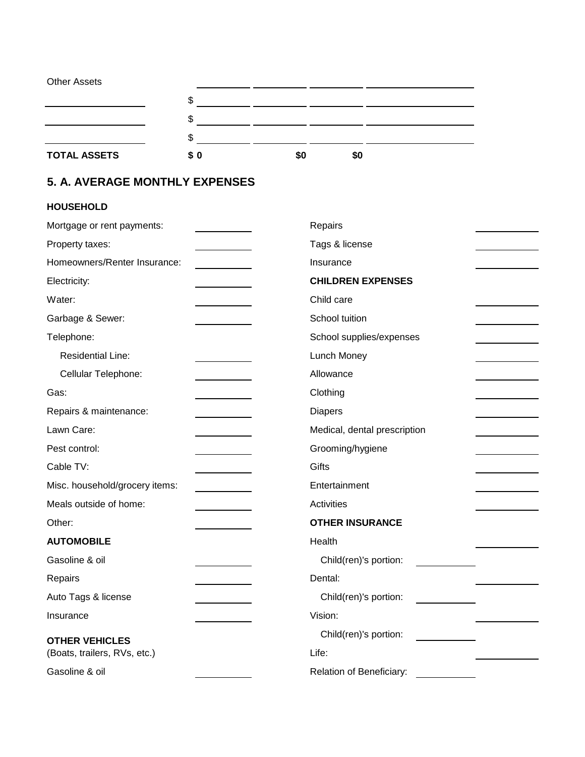Other Assets

| | | | | |
|---|---|---|---|---|
| | $ | | | |
| | $ | | | |
| | $ | | | |
| **TOTAL ASSETS** | **$ 0** | **$0** | **$0** | |

## 5. A. AVERAGE MONTHLY EXPENSES

**HOUSEHOLD**

Mortgage or rent payments: ____________

Property taxes: ____________

Homeowners/Renter Insurance: ____________

Electricity: ____________

Water: ____________

Garbage & Sewer: ____________

Telephone:

Residential Line: ____________

Cellular Telephone: ____________

Gas: ____________

Repairs & maintenance: ____________

Lawn Care: ____________

Pest control: ____________

Cable TV: ____________

Misc. household/grocery items: ____________

Meals outside of home: ____________

Other: ____________

**AUTOMOBILE**

Gasoline & oil ____________

Repairs ____________

Auto Tags & license ____________

Insurance ____________

**OTHER VEHICLES**
(Boats, trailers, RVs, etc.)

Gasoline & oil ____________

Repairs ____________

Tags & license ____________

Insurance ____________

**CHILDREN EXPENSES**

Child care ____________

School tuition ____________

School supplies/expenses ____________

Lunch Money ____________

Allowance ____________

Clothing ____________

Diapers ____________

Medical, dental prescription ____________

Grooming/hygiene ____________

Gifts ____________

Entertainment ____________

Activities ____________

**OTHER INSURANCE**

Health ____________

Child(ren)'s portion: ____________

Dental: ____________

Child(ren)'s portion: ____________

Vision: ____________

Child(ren)'s portion: ____________

Life: ____________

Relation of Beneficiary: ____________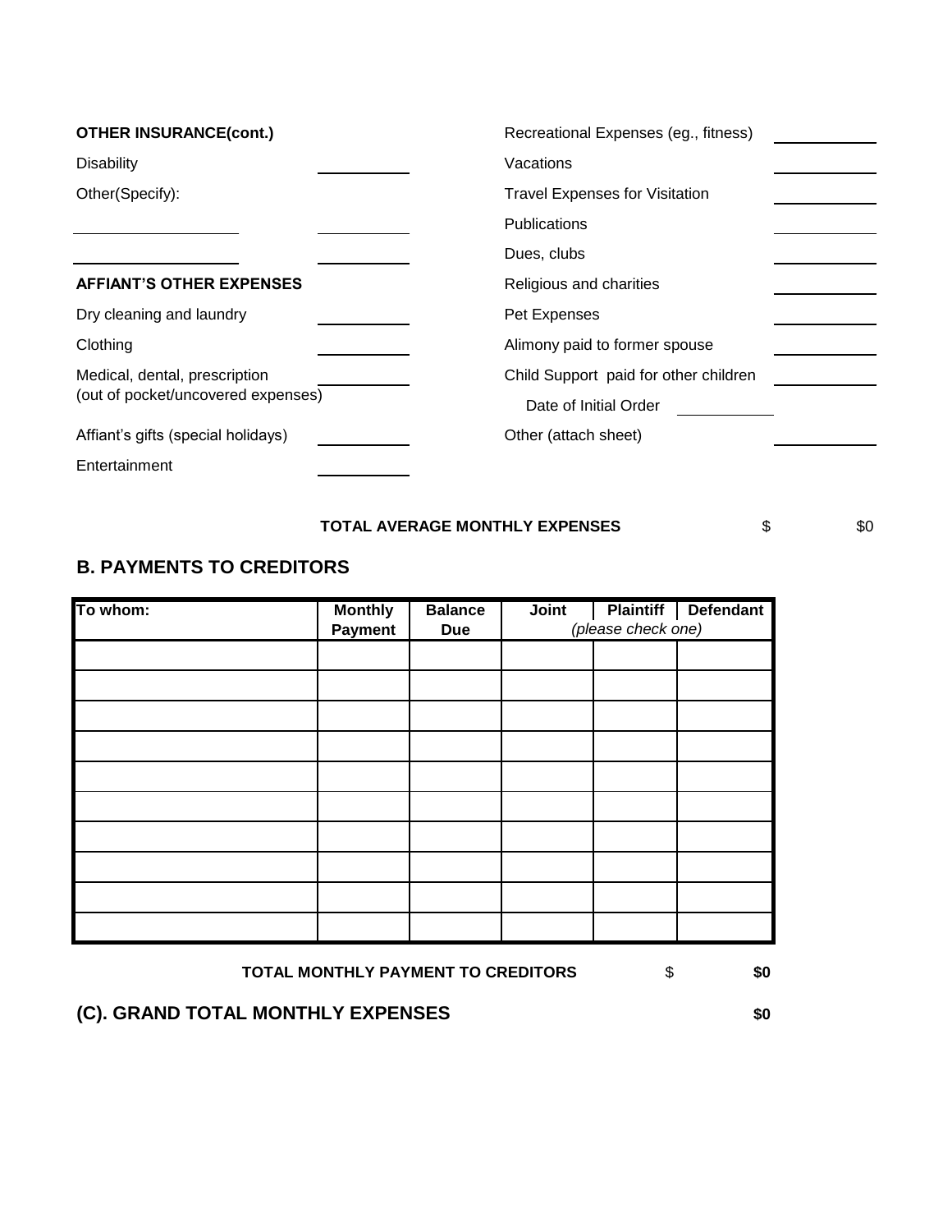**OTHER INSURANCE(cont.)**

Disability ___________

Other(Specify):

___________________ ___________

___________________ ___________

**AFFIANT'S OTHER EXPENSES**

Dry cleaning and laundry ___________

Clothing ___________

Medical, dental, prescription (out of pocket/uncovered expenses) ___________

Affiant's gifts (special holidays) ___________

Entertainment ___________

Recreational Expenses (eg., fitness) ___________

Vacations ___________

Travel Expenses for Visitation ___________

Publications ___________

Dues, clubs ___________

Religious and charities ___________

Pet Expenses ___________

Alimony paid to former spouse ___________

Child Support paid for other children ___________

Date of Initial Order ___________

Other (attach sheet) ___________

**TOTAL AVERAGE MONTHLY EXPENSES** $ $0

## B. PAYMENTS TO CREDITORS

| To whom: | Monthly Payment | Balance Due | Joint | Plaintiff | Defendant |
|---|---|---|---|---|---|
| | | | *(please check one)* | | |
| | | | | | |
| | | | | | |
| | | | | | |
| | | | | | |
| | | | | | |
| | | | | | |
| | | | | | |
| | | | | | |
| | | | | | |
| | | | | | |

**TOTAL MONTHLY PAYMENT TO CREDITORS** $ **$0**

## (C). GRAND TOTAL MONTHLY EXPENSES **$0**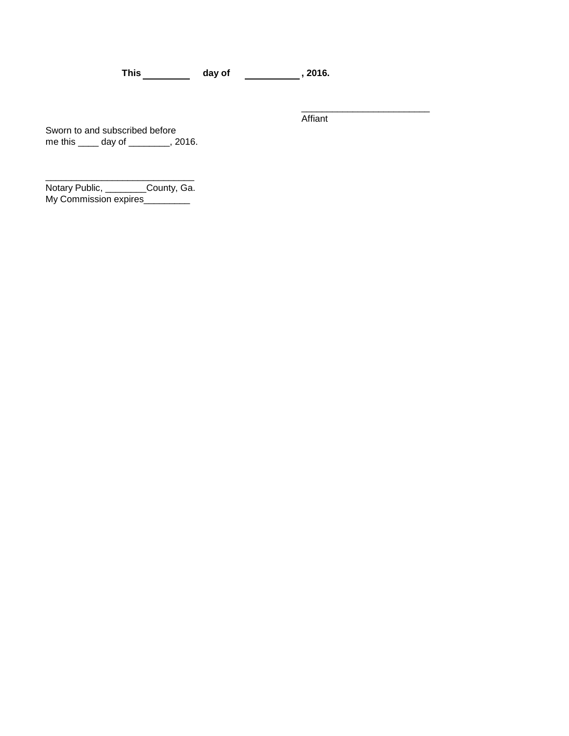**This \_\_\_\_\_\_\_\_\_\_ day of \_\_\_\_\_\_\_\_\_\_\_ , 2016.**

\_\_\_\_\_\_\_\_\_\_\_\_\_\_\_\_\_\_\_\_\_\_\_\_\_
Affiant

Sworn to and subscribed before
me this \_\_\_\_ day of \_\_\_\_\_\_\_\_, 2016.

\_\_\_\_\_\_\_\_\_\_\_\_\_\_\_\_\_\_\_\_\_\_\_\_\_\_\_\_\_\_
Notary Public, \_\_\_\_\_\_\_\_County, Ga.
My Commission expires\_\_\_\_\_\_\_\_\_